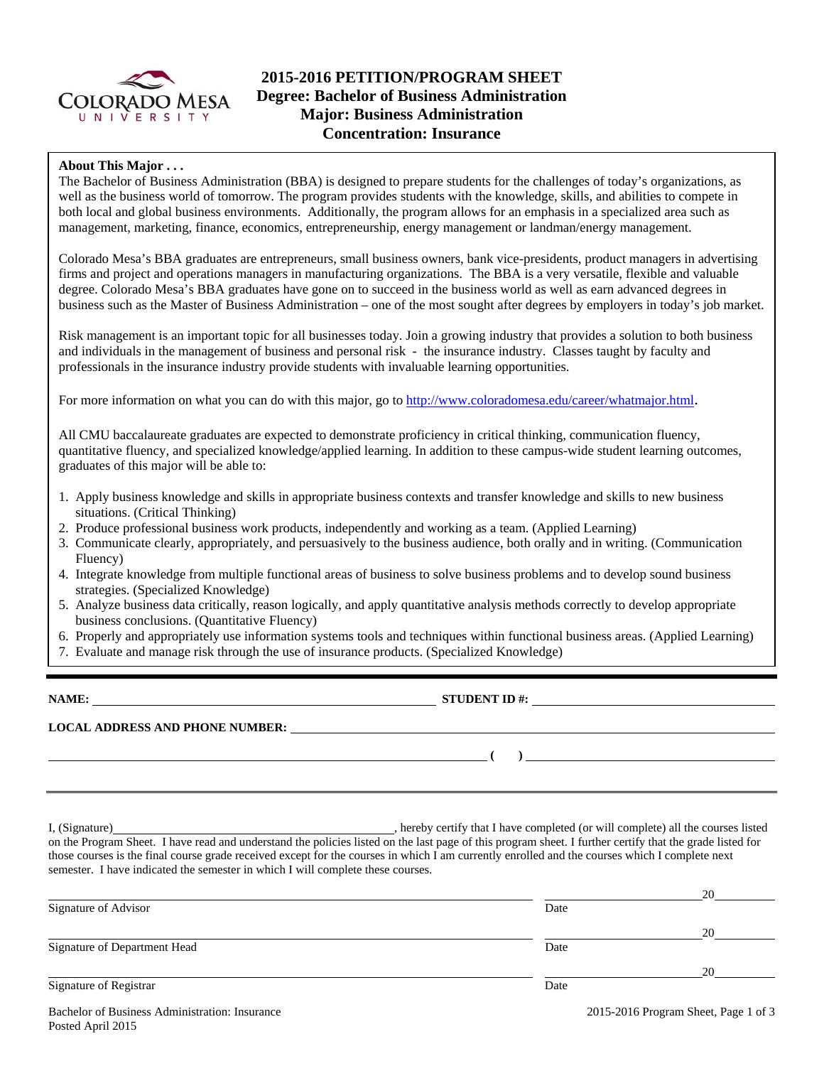# 2015-2016 PETITION/PROGRAM SHEET
## Degree: Bachelor of Business Administration
## Major: Business Administration
## Concentration: Insurance

**About This Major . . .**

The Bachelor of Business Administration (BBA) is designed to prepare students for the challenges of today's organizations, as well as the business world of tomorrow. The program provides students with the knowledge, skills, and abilities to compete in both local and global business environments. Additionally, the program allows for an emphasis in a specialized area such as management, marketing, finance, economics, entrepreneurship, energy management or landman/energy management.

Colorado Mesa's BBA graduates are entrepreneurs, small business owners, bank vice-presidents, product managers in advertising firms and project and operations managers in manufacturing organizations. The BBA is a very versatile, flexible and valuable degree. Colorado Mesa's BBA graduates have gone on to succeed in the business world as well as earn advanced degrees in business such as the Master of Business Administration – one of the most sought after degrees by employers in today's job market.

Risk management is an important topic for all businesses today. Join a growing industry that provides a solution to both business and individuals in the management of business and personal risk - the insurance industry. Classes taught by faculty and professionals in the insurance industry provide students with invaluable learning opportunities.

For more information on what you can do with this major, go to http://www.coloradomesa.edu/career/whatmajor.html.

All CMU baccalaureate graduates are expected to demonstrate proficiency in critical thinking, communication fluency, quantitative fluency, and specialized knowledge/applied learning. In addition to these campus-wide student learning outcomes, graduates of this major will be able to:

1. Apply business knowledge and skills in appropriate business contexts and transfer knowledge and skills to new business situations. (Critical Thinking)
2. Produce professional business work products, independently and working as a team. (Applied Learning)
3. Communicate clearly, appropriately, and persuasively to the business audience, both orally and in writing. (Communication Fluency)
4. Integrate knowledge from multiple functional areas of business to solve business problems and to develop sound business strategies. (Specialized Knowledge)
5. Analyze business data critically, reason logically, and apply quantitative analysis methods correctly to develop appropriate business conclusions. (Quantitative Fluency)
6. Properly and appropriately use information systems tools and techniques within functional business areas. (Applied Learning)
7. Evaluate and manage risk through the use of insurance products. (Specialized Knowledge)

---

**NAME:** ______________________ **STUDENT ID #:** ______________________

**LOCAL ADDRESS AND PHONE NUMBER:** ______________________

______________________ **(   )** ______________________

---

I, (Signature) ______________________, hereby certify that I have completed (or will complete) all the courses listed on the Program Sheet. I have read and understand the policies listed on the last page of this program sheet. I further certify that the grade listed for those courses is the final course grade received except for the courses in which I am currently enrolled and the courses which I complete next semester. I have indicated the semester in which I will complete these courses.

______________________ ______________ 20______
Signature of Advisor Date

______________________ ______________ 20______
Signature of Department Head Date

______________________ ______________ 20______
Signature of Registrar Date

Bachelor of Business Administration: Insurance
Posted April 2015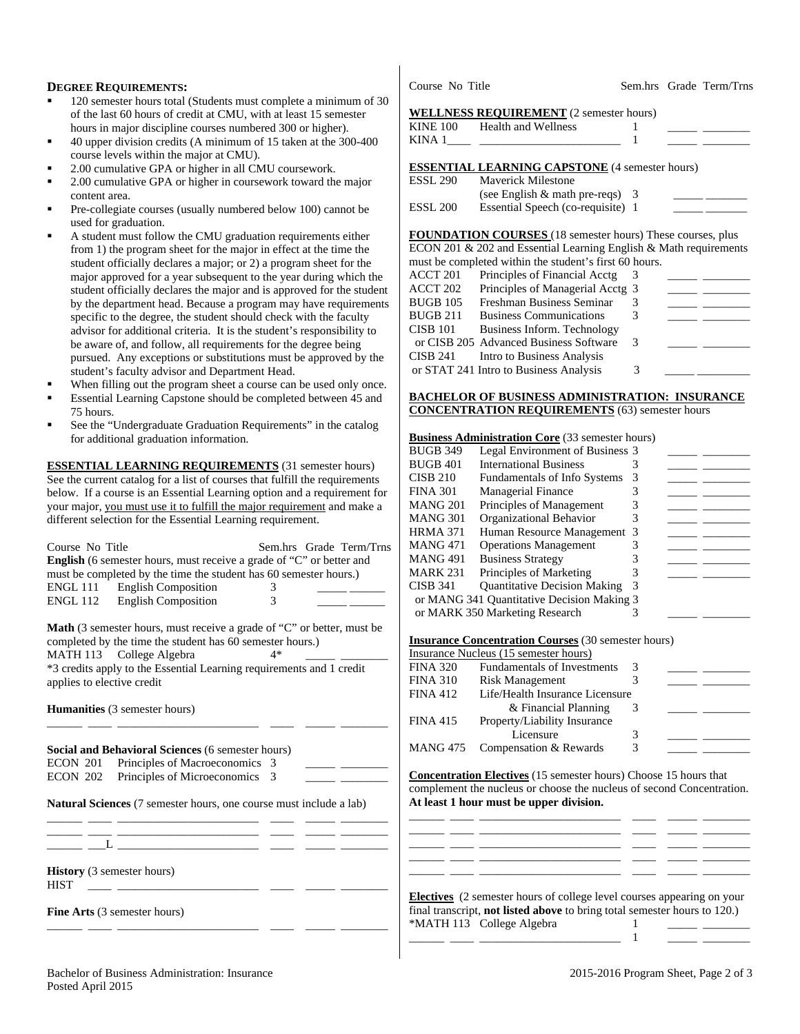## DEGREE REQUIREMENTS:

- 120 semester hours total (Students must complete a minimum of 30 of the last 60 hours of credit at CMU, with at least 15 semester hours in major discipline courses numbered 300 or higher).
- 40 upper division credits (A minimum of 15 taken at the 300-400 course levels within the major at CMU).
- 2.00 cumulative GPA or higher in all CMU coursework.
- 2.00 cumulative GPA or higher in coursework toward the major content area.
- Pre-collegiate courses (usually numbered below 100) cannot be used for graduation.
- A student must follow the CMU graduation requirements either from 1) the program sheet for the major in effect at the time the student officially declares a major; or 2) a program sheet for the major approved for a year subsequent to the year during which the student officially declares the major and is approved for the student by the department head. Because a program may have requirements specific to the degree, the student should check with the faculty advisor for additional criteria. It is the student's responsibility to be aware of, and follow, all requirements for the degree being pursued. Any exceptions or substitutions must be approved by the student's faculty advisor and Department Head.
- When filling out the program sheet a course can be used only once.
- Essential Learning Capstone should be completed between 45 and 75 hours.
- See the "Undergraduate Graduation Requirements" in the catalog for additional graduation information.

**ESSENTIAL LEARNING REQUIREMENTS** (31 semester hours) See the current catalog for a list of courses that fulfill the requirements below. If a course is an Essential Learning option and a requirement for your major, you must use it to fulfill the major requirement and make a different selection for the Essential Learning requirement.

| Course No | Title | Sem.hrs | Grade | Term/Trns |
|---|---|---|---|---|
| **English** (6 semester hours, must receive a grade of "C" or better and must be completed by the time the student has 60 semester hours.) | | | | |
| ENGL 111 | English Composition | 3 | _____ | ______ |
| ENGL 112 | English Composition | 3 | _____ | ______ |

**Math** (3 semester hours, must receive a grade of "C" or better, must be completed by the time the student has 60 semester hours.)

| Course No | Title | Sem.hrs | Grade | Term/Trns |
|---|---|---|---|---|
| MATH 113 | College Algebra | 4* | _____ | ________ |

*3 credits apply to the Essential Learning requirements and 1 credit applies to elective credit

**Humanities** (3 semester hours)

______ ____ ________________________ ____ _____ ________

**Social and Behavioral Sciences** (6 semester hours)

| Course No | Title | Sem.hrs | Grade | Term/Trns |
|---|---|---|---|---|
| ECON 201 | Principles of Macroeconomics | 3 | _____ | ________ |
| ECON 202 | Principles of Microeconomics | 3 | _____ | ________ |

**Natural Sciences** (7 semester hours, one course must include a lab)

______ ____ ________________________ ____ _____ ________
______ ____ ________________________ ____ _____ ________
______ ___L ________________________ ____ _____ ________

**History** (3 semester hours)

HIST ____ ________________________ ____ _____ ________

**Fine Arts** (3 semester hours)

______ ____ ________________________ ____ _____ ________

| Course No | Title | Sem.hrs | Grade | Term/Trns |
|---|---|---|---|---|

**WELLNESS REQUIREMENT** (2 semester hours)

| Course No | Title | Sem.hrs | Grade | Term/Trns |
|---|---|---|---|---|
| KINE 100 | Health and Wellness | 1 | _____ | ________ |
| KINA 1____ | ________________________ | 1 | _____ | ________ |

**ESSENTIAL LEARNING CAPSTONE** (4 semester hours)

| Course No | Title | Sem.hrs | Grade | Term/Trns |
|---|---|---|---|---|
| ESSL 290 | Maverick Milestone (see English & math pre-reqs) | 3 | _____ | _______ |
| ESSL 200 | Essential Speech (co-requisite) | 1 | _____ | _______ |

**FOUNDATION COURSES** (18 semester hours) These courses, plus ECON 201 & 202 and Essential Learning English & Math requirements must be completed within the student's first 60 hours.

| Course No | Title | Sem.hrs | Grade | Term/Trns |
|---|---|---|---|---|
| ACCT 201 | Principles of Financial Acctg | 3 | _____ | ________ |
| ACCT 202 | Principles of Managerial Acctg | 3 | _____ | ________ |
| BUGB 105 | Freshman Business Seminar | 3 | _____ | ________ |
| BUGB 211 | Business Communications | 3 | _____ | ________ |
| CISB 101 or CISB 205 | Business Inform. Technology or Advanced Business Software | 3 | _____ | ________ |
| CISB 241 or STAT 241 | Intro to Business Analysis or Intro to Business Analysis | 3 | _____ | ________ |

**BACHELOR OF BUSINESS ADMINISTRATION: INSURANCE CONCENTRATION REQUIREMENTS** (63) semester hours

**Business Administration Core** (33 semester hours)

| Course No | Title | Sem.hrs | Grade | Term/Trns |
|---|---|---|---|---|
| BUGB 349 | Legal Environment of Business | 3 | _____ | ________ |
| BUGB 401 | International Business | 3 | _____ | ________ |
| CISB 210 | Fundamentals of Info Systems | 3 | _____ | ________ |
| FINA 301 | Managerial Finance | 3 | _____ | ________ |
| MANG 201 | Principles of Management | 3 | _____ | ________ |
| MANG 301 | Organizational Behavior | 3 | _____ | ________ |
| HRMA 371 | Human Resource Management | 3 | _____ | ________ |
| MANG 471 | Operations Management | 3 | _____ | ________ |
| MANG 491 | Business Strategy | 3 | _____ | ________ |
| MARK 231 | Principles of Marketing | 3 | _____ | ________ |
| CISB 341 or MANG 341 or MARK 350 | Quantitative Decision Making or Quantitative Decision Making or Marketing Research | 3 | _____ | ________ |

**Insurance Concentration Courses** (30 semester hours)

Insurance Nucleus (15 semester hours)

| Course No | Title | Sem.hrs | Grade | Term/Trns |
|---|---|---|---|---|
| FINA 320 | Fundamentals of Investments | 3 | _____ | ________ |
| FINA 310 | Risk Management | 3 | _____ | ________ |
| FINA 412 | Life/Health Insurance Licensure & Financial Planning | 3 | _____ | ________ |
| FINA 415 | Property/Liability Insurance Licensure | 3 | _____ | ________ |
| MANG 475 | Compensation & Rewards | 3 | _____ | ________ |

**Concentration Electives** (15 semester hours) Choose 15 hours that complement the nucleus or choose the nucleus of second Concentration. **At least 1 hour must be upper division.**

______ ____ ________________________ ____ _____ ________
______ ____ ________________________ ____ _____ ________
______ ____ ________________________ ____ _____ ________
______ ____ ________________________ ____ _____ ________
______ ____ ________________________ ____ _____ ________

**Electives** (2 semester hours of college level courses appearing on your final transcript, **not listed above** to bring total semester hours to 120.)

| Course No | Title | Sem.hrs | Grade | Term/Trns |
|---|---|---|---|---|
| *MATH 113 | College Algebra | 1 | _____ | ________ |
| ______ ____ | ________________________ | 1 | _____ | ________ |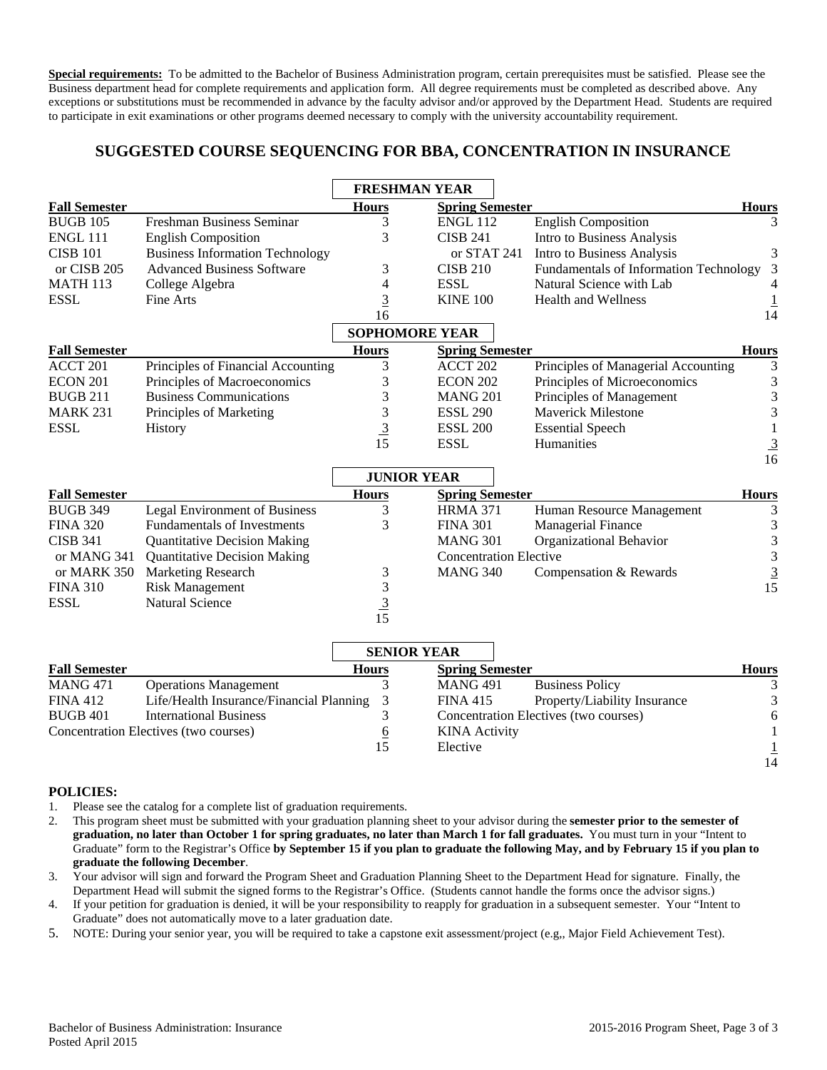**Special requirements:** To be admitted to the Bachelor of Business Administration program, certain prerequisites must be satisfied. Please see the Business department head for complete requirements and application form. All degree requirements must be completed as described above. Any exceptions or substitutions must be recommended in advance by the faculty advisor and/or approved by the Department Head. Students are required to participate in exit examinations or other programs deemed necessary to comply with the university accountability requirement.

## SUGGESTED COURSE SEQUENCING FOR BBA, CONCENTRATION IN INSURANCE

### FRESHMAN YEAR

| Fall Semester | | Hours | Spring Semester | | Hours |
|---|---|---|---|---|---|
| BUGB 105 | Freshman Business Seminar | 3 | ENGL 112 | English Composition | 3 |
| ENGL 111 | English Composition | 3 | CISB 241 | Intro to Business Analysis | |
| CISB 101 | Business Information Technology | | or STAT 241 | Intro to Business Analysis | 3 |
| or CISB 205 | Advanced Business Software | 3 | CISB 210 | Fundamentals of Information Technology | 3 |
| MATH 113 | College Algebra | 4 | ESSL | Natural Science with Lab | 4 |
| ESSL | Fine Arts | 3 | KINE 100 | Health and Wellness | 1 |
| | | 16 | | | 14 |

### SOPHOMORE YEAR

| Fall Semester | | Hours | Spring Semester | | Hours |
|---|---|---|---|---|---|
| ACCT 201 | Principles of Financial Accounting | 3 | ACCT 202 | Principles of Managerial Accounting | 3 |
| ECON 201 | Principles of Macroeconomics | 3 | ECON 202 | Principles of Microeconomics | 3 |
| BUGB 211 | Business Communications | 3 | MANG 201 | Principles of Management | 3 |
| MARK 231 | Principles of Marketing | 3 | ESSL 290 | Maverick Milestone | 3 |
| ESSL | History | 3 | ESSL 200 | Essential Speech | 1 |
| | | 15 | ESSL | Humanities | 3 |
| | | | | | 16 |

### JUNIOR YEAR

| Fall Semester | | Hours | Spring Semester | | Hours |
|---|---|---|---|---|---|
| BUGB 349 | Legal Environment of Business | 3 | HRMA 371 | Human Resource Management | 3 |
| FINA 320 | Fundamentals of Investments | 3 | FINA 301 | Managerial Finance | 3 |
| CISB 341 | Quantitative Decision Making | | MANG 301 | Organizational Behavior | 3 |
| or MANG 341 | Quantitative Decision Making | | Concentration Elective | | 3 |
| or MARK 350 | Marketing Research | 3 | MANG 340 | Compensation & Rewards | 3 |
| FINA 310 | Risk Management | 3 | | | 15 |
| ESSL | Natural Science | 3 | | | |
| | | 15 | | | |

### SENIOR YEAR

| Fall Semester | | Hours | Spring Semester | | Hours |
|---|---|---|---|---|---|
| MANG 471 | Operations Management | 3 | MANG 491 | Business Policy | 3 |
| FINA 412 | Life/Health Insurance/Financial Planning | 3 | FINA 415 | Property/Liability Insurance | 3 |
| BUGB 401 | International Business | 3 | Concentration Electives (two courses) | | 6 |
| Concentration Electives (two courses) | | 6 | KINA Activity | | 1 |
| | | 15 | Elective | | 1 |
| | | | | | 14 |

**POLICIES:**

1. Please see the catalog for a complete list of graduation requirements.
2. This program sheet must be submitted with your graduation planning sheet to your advisor during the **semester prior to the semester of graduation, no later than October 1 for spring graduates, no later than March 1 for fall graduates.** You must turn in your "Intent to Graduate" form to the Registrar's Office **by September 15 if you plan to graduate the following May, and by February 15 if you plan to graduate the following December**.
3. Your advisor will sign and forward the Program Sheet and Graduation Planning Sheet to the Department Head for signature. Finally, the Department Head will submit the signed forms to the Registrar's Office. (Students cannot handle the forms once the advisor signs.)
4. If your petition for graduation is denied, it will be your responsibility to reapply for graduation in a subsequent semester. Your "Intent to Graduate" does not automatically move to a later graduation date.
5. NOTE: During your senior year, you will be required to take a capstone exit assessment/project (e.g,, Major Field Achievement Test).

Bachelor of Business Administration: Insurance
Posted April 2015

2015-2016 Program Sheet